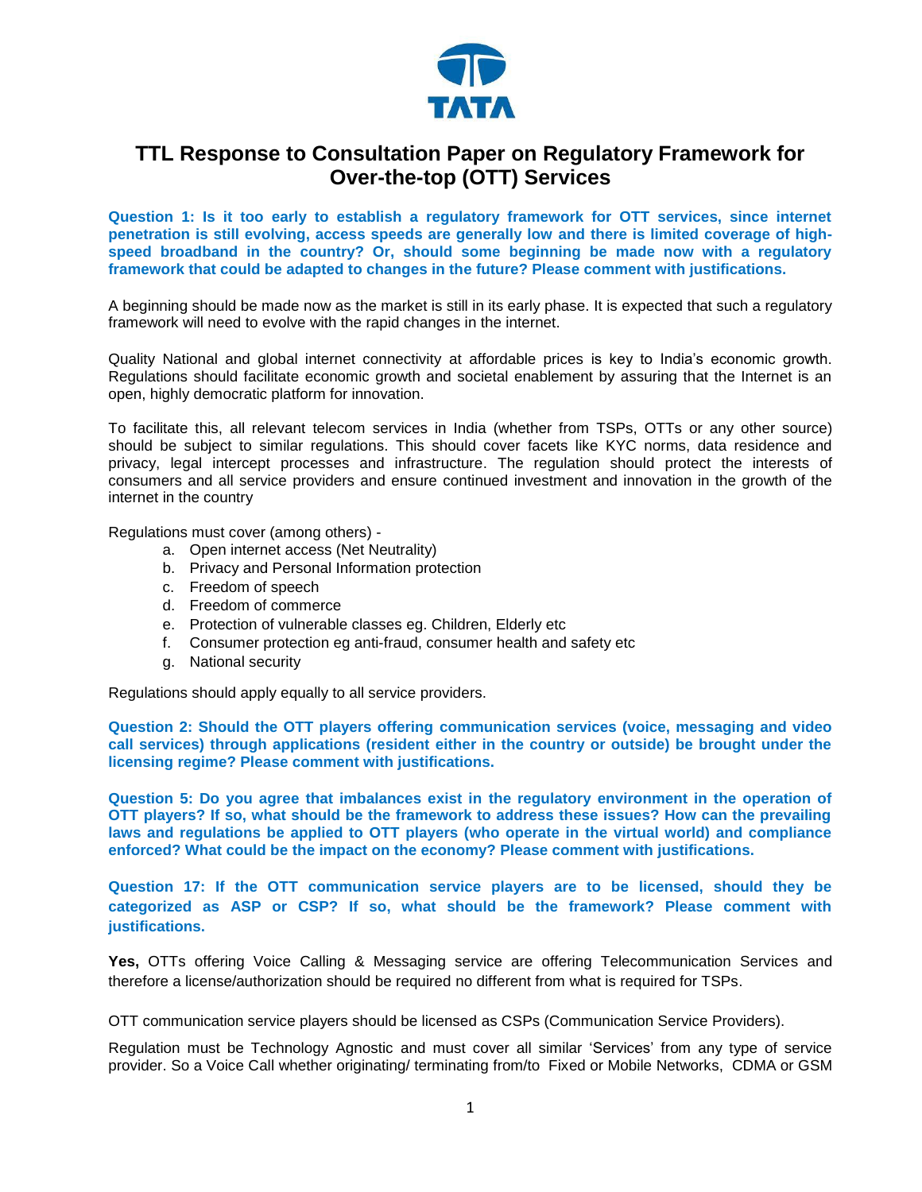# TTL Response to Consultation Paper on Regulatory Framework for Over-the-top (OTT) Services

**Question 1: Is it too early to establish a regulatory framework for OTT services, since internet penetration is still evolving, access speeds are generally low and there is limited coverage of high-speed broadband in the country? Or, should some beginning be made now with a regulatory framework that could be adapted to changes in the future? Please comment with justifications.**

A beginning should be made now as the market is still in its early phase. It is expected that such a regulatory framework will need to evolve with the rapid changes in the internet.

Quality National and global internet connectivity at affordable prices is key to India's economic growth. Regulations should facilitate economic growth and societal enablement by assuring that the Internet is an open, highly democratic platform for innovation.

To facilitate this, all relevant telecom services in India (whether from TSPs, OTTs or any other source) should be subject to similar regulations. This should cover facets like KYC norms, data residence and privacy, legal intercept processes and infrastructure. The regulation should protect the interests of consumers and all service providers and ensure continued investment and innovation in the growth of the internet in the country

Regulations must cover (among others) -

a. Open internet access (Net Neutrality)
b. Privacy and Personal Information protection
c. Freedom of speech
d. Freedom of commerce
e. Protection of vulnerable classes eg. Children, Elderly etc
f. Consumer protection eg anti-fraud, consumer health and safety etc
g. National security

Regulations should apply equally to all service providers.

**Question 2: Should the OTT players offering communication services (voice, messaging and video call services) through applications (resident either in the country or outside) be brought under the licensing regime? Please comment with justifications.**

**Question 5: Do you agree that imbalances exist in the regulatory environment in the operation of OTT players? If so, what should be the framework to address these issues? How can the prevailing laws and regulations be applied to OTT players (who operate in the virtual world) and compliance enforced? What could be the impact on the economy? Please comment with justifications.**

**Question 17: If the OTT communication service players are to be licensed, should they be categorized as ASP or CSP? If so, what should be the framework? Please comment with justifications.**

**Yes,** OTTs offering Voice Calling & Messaging service are offering Telecommunication Services and therefore a license/authorization should be required no different from what is required for TSPs.

OTT communication service players should be licensed as CSPs (Communication Service Providers).

Regulation must be Technology Agnostic and must cover all similar 'Services' from any type of service provider. So a Voice Call whether originating/ terminating from/to Fixed or Mobile Networks, CDMA or GSM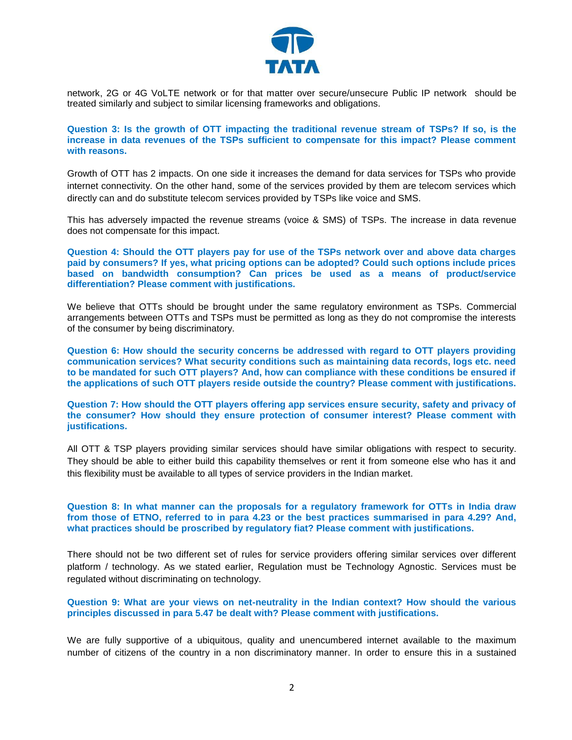network, 2G or 4G VoLTE network or for that matter over secure/unsecure Public IP network should be treated similarly and subject to similar licensing frameworks and obligations.

**Question 3: Is the growth of OTT impacting the traditional revenue stream of TSPs? If so, is the increase in data revenues of the TSPs sufficient to compensate for this impact? Please comment with reasons.**

Growth of OTT has 2 impacts. On one side it increases the demand for data services for TSPs who provide internet connectivity. On the other hand, some of the services provided by them are telecom services which directly can and do substitute telecom services provided by TSPs like voice and SMS.

This has adversely impacted the revenue streams (voice & SMS) of TSPs. The increase in data revenue does not compensate for this impact.

**Question 4: Should the OTT players pay for use of the TSPs network over and above data charges paid by consumers? If yes, what pricing options can be adopted? Could such options include prices based on bandwidth consumption? Can prices be used as a means of product/service differentiation? Please comment with justifications.**

We believe that OTTs should be brought under the same regulatory environment as TSPs. Commercial arrangements between OTTs and TSPs must be permitted as long as they do not compromise the interests of the consumer by being discriminatory.

**Question 6: How should the security concerns be addressed with regard to OTT players providing communication services? What security conditions such as maintaining data records, logs etc. need to be mandated for such OTT players? And, how can compliance with these conditions be ensured if the applications of such OTT players reside outside the country? Please comment with justifications.**

**Question 7: How should the OTT players offering app services ensure security, safety and privacy of the consumer? How should they ensure protection of consumer interest? Please comment with justifications.**

All OTT & TSP players providing similar services should have similar obligations with respect to security. They should be able to either build this capability themselves or rent it from someone else who has it and this flexibility must be available to all types of service providers in the Indian market.

**Question 8: In what manner can the proposals for a regulatory framework for OTTs in India draw from those of ETNO, referred to in para 4.23 or the best practices summarised in para 4.29? And, what practices should be proscribed by regulatory fiat? Please comment with justifications.**

There should not be two different set of rules for service providers offering similar services over different platform / technology. As we stated earlier, Regulation must be Technology Agnostic. Services must be regulated without discriminating on technology.

**Question 9: What are your views on net-neutrality in the Indian context? How should the various principles discussed in para 5.47 be dealt with? Please comment with justifications.**

We are fully supportive of a ubiquitous, quality and unencumbered internet available to the maximum number of citizens of the country in a non discriminatory manner. In order to ensure this in a sustained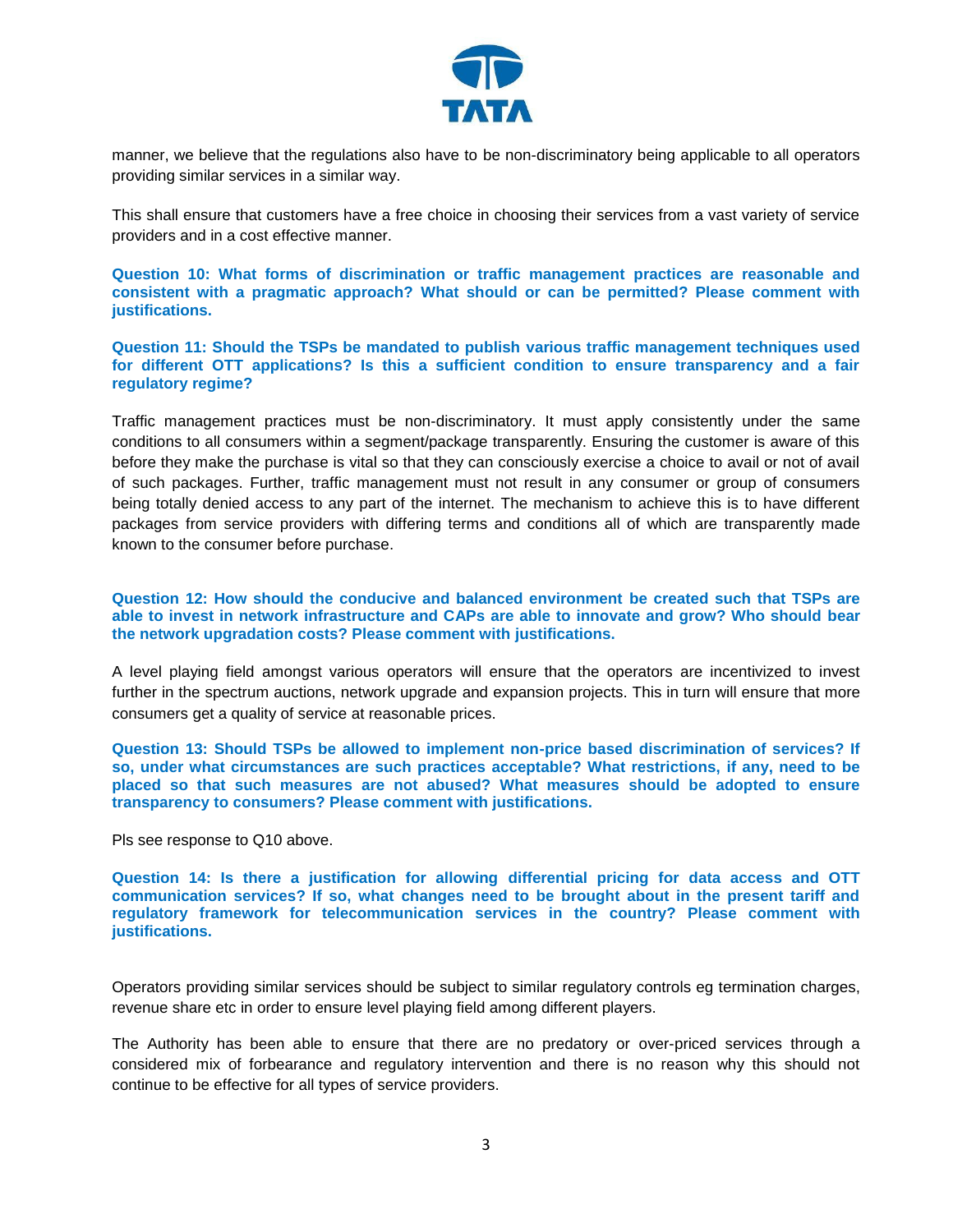manner, we believe that the regulations also have to be non-discriminatory being applicable to all operators providing similar services in a similar way.

This shall ensure that customers have a free choice in choosing their services from a vast variety of service providers and in a cost effective manner.

**Question 10: What forms of discrimination or traffic management practices are reasonable and consistent with a pragmatic approach? What should or can be permitted? Please comment with justifications.**

**Question 11: Should the TSPs be mandated to publish various traffic management techniques used for different OTT applications? Is this a sufficient condition to ensure transparency and a fair regulatory regime?**

Traffic management practices must be non-discriminatory. It must apply consistently under the same conditions to all consumers within a segment/package transparently. Ensuring the customer is aware of this before they make the purchase is vital so that they can consciously exercise a choice to avail or not of avail of such packages. Further, traffic management must not result in any consumer or group of consumers being totally denied access to any part of the internet. The mechanism to achieve this is to have different packages from service providers with differing terms and conditions all of which are transparently made known to the consumer before purchase.

**Question 12: How should the conducive and balanced environment be created such that TSPs are able to invest in network infrastructure and CAPs are able to innovate and grow? Who should bear the network upgradation costs? Please comment with justifications.**

A level playing field amongst various operators will ensure that the operators are incentivized to invest further in the spectrum auctions, network upgrade and expansion projects. This in turn will ensure that more consumers get a quality of service at reasonable prices.

**Question 13: Should TSPs be allowed to implement non-price based discrimination of services? If so, under what circumstances are such practices acceptable? What restrictions, if any, need to be placed so that such measures are not abused? What measures should be adopted to ensure transparency to consumers? Please comment with justifications.**

Pls see response to Q10 above.

**Question 14: Is there a justification for allowing differential pricing for data access and OTT communication services? If so, what changes need to be brought about in the present tariff and regulatory framework for telecommunication services in the country? Please comment with justifications.**

Operators providing similar services should be subject to similar regulatory controls eg termination charges, revenue share etc in order to ensure level playing field among different players.

The Authority has been able to ensure that there are no predatory or over-priced services through a considered mix of forbearance and regulatory intervention and there is no reason why this should not continue to be effective for all types of service providers.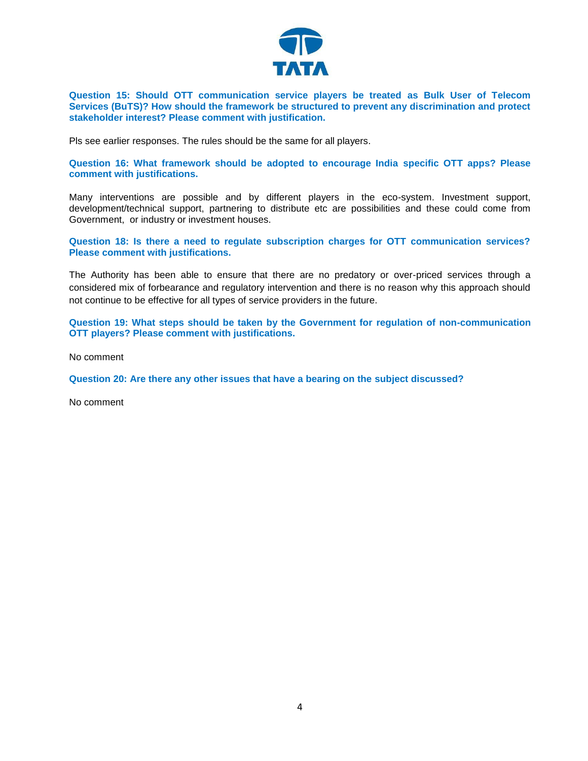**Question 15: Should OTT communication service players be treated as Bulk User of Telecom Services (BuTS)? How should the framework be structured to prevent any discrimination and protect stakeholder interest? Please comment with justification.**

Pls see earlier responses. The rules should be the same for all players.

**Question 16: What framework should be adopted to encourage India specific OTT apps? Please comment with justifications.**

Many interventions are possible and by different players in the eco-system. Investment support, development/technical support, partnering to distribute etc are possibilities and these could come from Government, or industry or investment houses.

**Question 18: Is there a need to regulate subscription charges for OTT communication services? Please comment with justifications.**

The Authority has been able to ensure that there are no predatory or over-priced services through a considered mix of forbearance and regulatory intervention and there is no reason why this approach should not continue to be effective for all types of service providers in the future.

**Question 19: What steps should be taken by the Government for regulation of non-communication OTT players? Please comment with justifications.**

No comment

**Question 20: Are there any other issues that have a bearing on the subject discussed?**

No comment